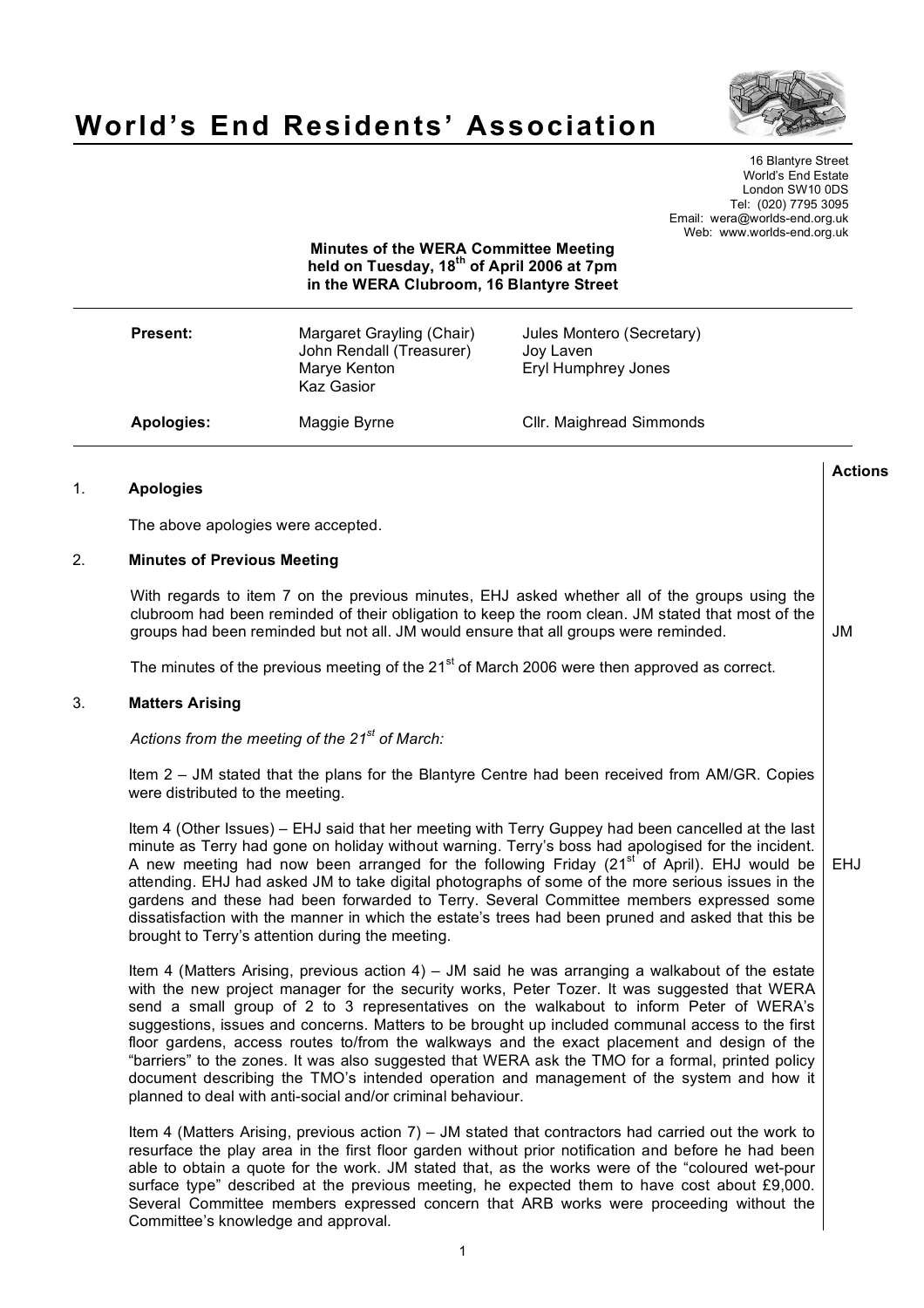# World's End Residents' Association

16 Blantyre Street
World's End Estate
London SW10 0DS
Tel: (020) 7795 3095
Email: wera@worlds-end.org.uk
Web: www.worlds-end.org.uk

**Minutes of the WERA Committee Meeting held on Tuesday, 18th of April 2006 at 7pm in the WERA Clubroom, 16 Blantyre Street**

| | | |
|---|---|---|
| **Present:** | Margaret Grayling (Chair)<br>John Rendall (Treasurer)<br>Marye Kenton<br>Kaz Gasior | Jules Montero (Secretary)<br>Joy Laven<br>Eryl Humphrey Jones |
| **Apologies:** | Maggie Byrne | Cllr. Maighread Simmonds |

**Actions**

## 1. Apologies

The above apologies were accepted.

## 2. Minutes of Previous Meeting

With regards to item 7 on the previous minutes, EHJ asked whether all of the groups using the clubroom had been reminded of their obligation to keep the room clean. JM stated that most of the groups had been reminded but not all. JM would ensure that all groups were reminded. — **JM**

The minutes of the previous meeting of the 21st of March 2006 were then approved as correct.

## 3. Matters Arising

*Actions from the meeting of the 21st of March:*

Item 2 – JM stated that the plans for the Blantyre Centre had been received from AM/GR. Copies were distributed to the meeting.

Item 4 (Other Issues) – EHJ said that her meeting with Terry Guppey had been cancelled at the last minute as Terry had gone on holiday without warning. Terry's boss had apologised for the incident. A new meeting had now been arranged for the following Friday (21st of April). EHJ would be attending. EHJ had asked JM to take digital photographs of some of the more serious issues in the gardens and these had been forwarded to Terry. Several Committee members expressed some dissatisfaction with the manner in which the estate's trees had been pruned and asked that this be brought to Terry's attention during the meeting. — **EHJ**

Item 4 (Matters Arising, previous action 4) – JM said he was arranging a walkabout of the estate with the new project manager for the security works, Peter Tozer. It was suggested that WERA send a small group of 2 to 3 representatives on the walkabout to inform Peter of WERA's suggestions, issues and concerns. Matters to be brought up included communal access to the first floor gardens, access routes to/from the walkways and the exact placement and design of the "barriers" to the zones. It was also suggested that WERA ask the TMO for a formal, printed policy document describing the TMO's intended operation and management of the system and how it planned to deal with anti-social and/or criminal behaviour.

Item 4 (Matters Arising, previous action 7) – JM stated that contractors had carried out the work to resurface the play area in the first floor garden without prior notification and before he had been able to obtain a quote for the work. JM stated that, as the works were of the "coloured wet-pour surface type" described at the previous meeting, he expected them to have cost about £9,000. Several Committee members expressed concern that ARB works were proceeding without the Committee's knowledge and approval.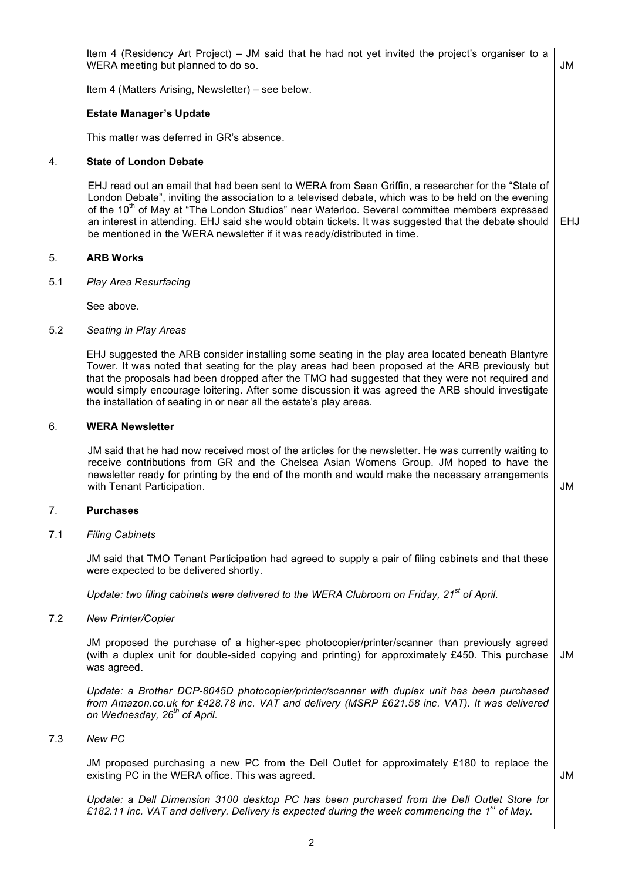Item 4 (Residency Art Project) – JM said that he had not yet invited the project's organiser to a WERA meeting but planned to do so. **JM**

Item 4 (Matters Arising, Newsletter) – see below.

**Estate Manager's Update**

This matter was deferred in GR's absence.

## 4. State of London Debate

EHJ read out an email that had been sent to WERA from Sean Griffin, a researcher for the "State of London Debate", inviting the association to a televised debate, which was to be held on the evening of the 10th of May at "The London Studios" near Waterloo. Several committee members expressed an interest in attending. EHJ said she would obtain tickets. It was suggested that the debate should be mentioned in the WERA newsletter if it was ready/distributed in time. **EHJ**

## 5. ARB Works

### 5.1 *Play Area Resurfacing*

See above.

### 5.2 *Seating in Play Areas*

EHJ suggested the ARB consider installing some seating in the play area located beneath Blantyre Tower. It was noted that seating for the play areas had been proposed at the ARB previously but that the proposals had been dropped after the TMO had suggested that they were not required and would simply encourage loitering. After some discussion it was agreed the ARB should investigate the installation of seating in or near all the estate's play areas.

## 6. WERA Newsletter

JM said that he had now received most of the articles for the newsletter. He was currently waiting to receive contributions from GR and the Chelsea Asian Womens Group. JM hoped to have the newsletter ready for printing by the end of the month and would make the necessary arrangements with Tenant Participation. **JM**

## 7. Purchases

### 7.1 *Filing Cabinets*

JM said that TMO Tenant Participation had agreed to supply a pair of filing cabinets and that these were expected to be delivered shortly.

*Update: two filing cabinets were delivered to the WERA Clubroom on Friday, 21st of April.*

### 7.2 *New Printer/Copier*

JM proposed the purchase of a higher-spec photocopier/printer/scanner than previously agreed (with a duplex unit for double-sided copying and printing) for approximately £450. This purchase was agreed. **JM**

*Update: a Brother DCP-8045D photocopier/printer/scanner with duplex unit has been purchased from Amazon.co.uk for £428.78 inc. VAT and delivery (MSRP £621.58 inc. VAT). It was delivered on Wednesday, 26th of April.*

### 7.3 *New PC*

JM proposed purchasing a new PC from the Dell Outlet for approximately £180 to replace the existing PC in the WERA office. This was agreed. **JM**

*Update: a Dell Dimension 3100 desktop PC has been purchased from the Dell Outlet Store for £182.11 inc. VAT and delivery. Delivery is expected during the week commencing the 1st of May.*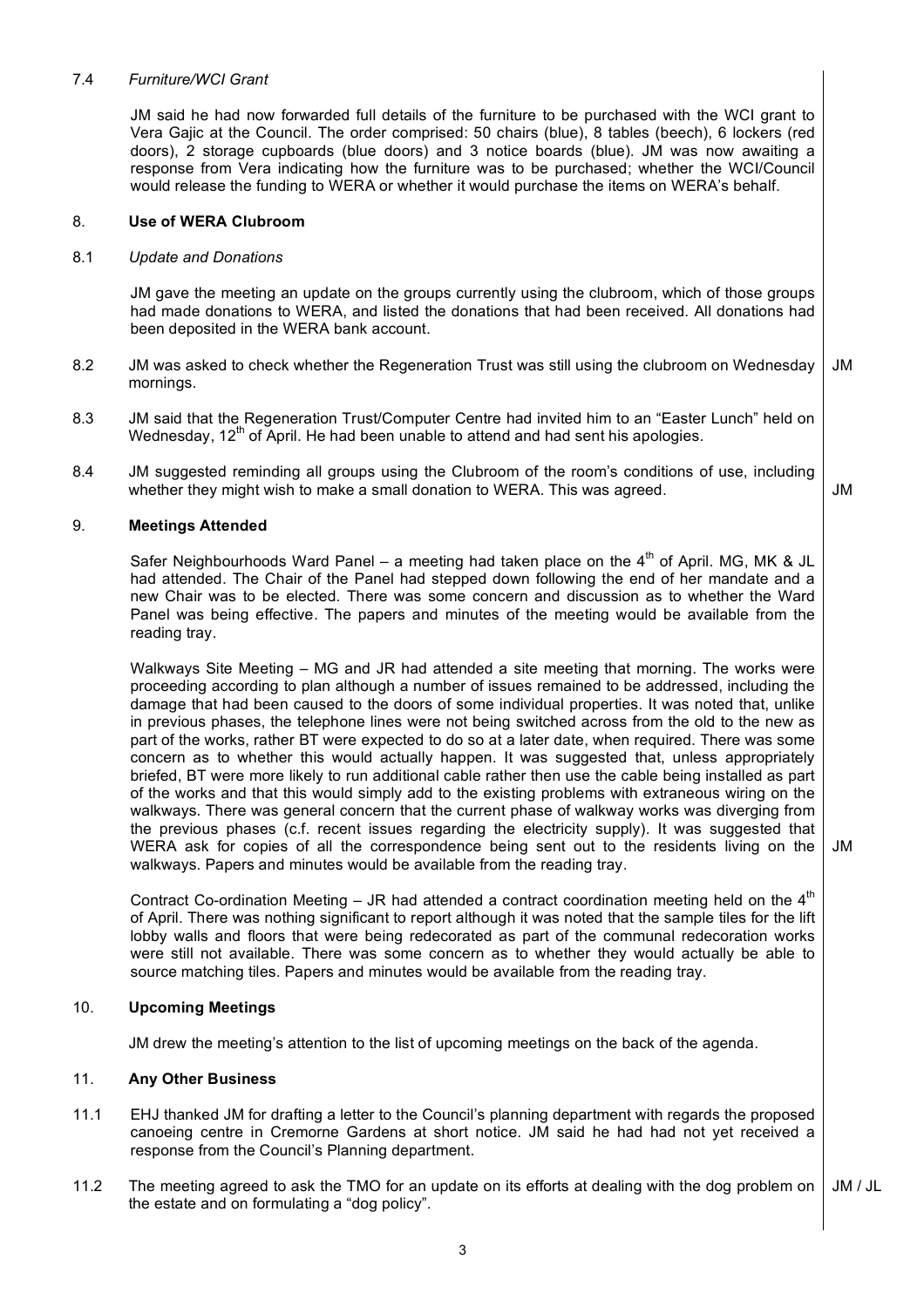7.4 *Furniture/WCI Grant*

JM said he had now forwarded full details of the furniture to be purchased with the WCI grant to Vera Gajic at the Council. The order comprised: 50 chairs (blue), 8 tables (beech), 6 lockers (red doors), 2 storage cupboards (blue doors) and 3 notice boards (blue). JM was now awaiting a response from Vera indicating how the furniture was to be purchased; whether the WCI/Council would release the funding to WERA or whether it would purchase the items on WERA's behalf.

## 8. Use of WERA Clubroom

8.1 *Update and Donations*

JM gave the meeting an update on the groups currently using the clubroom, which of those groups had made donations to WERA, and listed the donations that had been received. All donations had been deposited in the WERA bank account.

8.2 JM was asked to check whether the Regeneration Trust was still using the clubroom on Wednesday mornings. **JM**

8.3 JM said that the Regeneration Trust/Computer Centre had invited him to an "Easter Lunch" held on Wednesday, 12th of April. He had been unable to attend and had sent his apologies.

8.4 JM suggested reminding all groups using the Clubroom of the room's conditions of use, including whether they might wish to make a small donation to WERA. This was agreed. **JM**

## 9. Meetings Attended

Safer Neighbourhoods Ward Panel – a meeting had taken place on the 4th of April. MG, MK & JL had attended. The Chair of the Panel had stepped down following the end of her mandate and a new Chair was to be elected. There was some concern and discussion as to whether the Ward Panel was being effective. The papers and minutes of the meeting would be available from the reading tray.

Walkways Site Meeting – MG and JR had attended a site meeting that morning. The works were proceeding according to plan although a number of issues remained to be addressed, including the damage that had been caused to the doors of some individual properties. It was noted that, unlike in previous phases, the telephone lines were not being switched across from the old to the new as part of the works, rather BT were expected to do so at a later date, when required. There was some concern as to whether this would actually happen. It was suggested that, unless appropriately briefed, BT were more likely to run additional cable rather then use the cable being installed as part of the works and that this would simply add to the existing problems with extraneous wiring on the walkways. There was general concern that the current phase of walkway works was diverging from the previous phases (c.f. recent issues regarding the electricity supply). It was suggested that WERA ask for copies of all the correspondence being sent out to the residents living on the walkways. Papers and minutes would be available from the reading tray. **JM**

Contract Co-ordination Meeting – JR had attended a contract coordination meeting held on the 4th of April. There was nothing significant to report although it was noted that the sample tiles for the lift lobby walls and floors that were being redecorated as part of the communal redecoration works were still not available. There was some concern as to whether they would actually be able to source matching tiles. Papers and minutes would be available from the reading tray.

## 10. Upcoming Meetings

JM drew the meeting's attention to the list of upcoming meetings on the back of the agenda.

## 11. Any Other Business

11.1 EHJ thanked JM for drafting a letter to the Council's planning department with regards the proposed canoeing centre in Cremorne Gardens at short notice. JM said he had had not yet received a response from the Council's Planning department.

11.2 The meeting agreed to ask the TMO for an update on its efforts at dealing with the dog problem on the estate and on formulating a "dog policy". **JM / JL**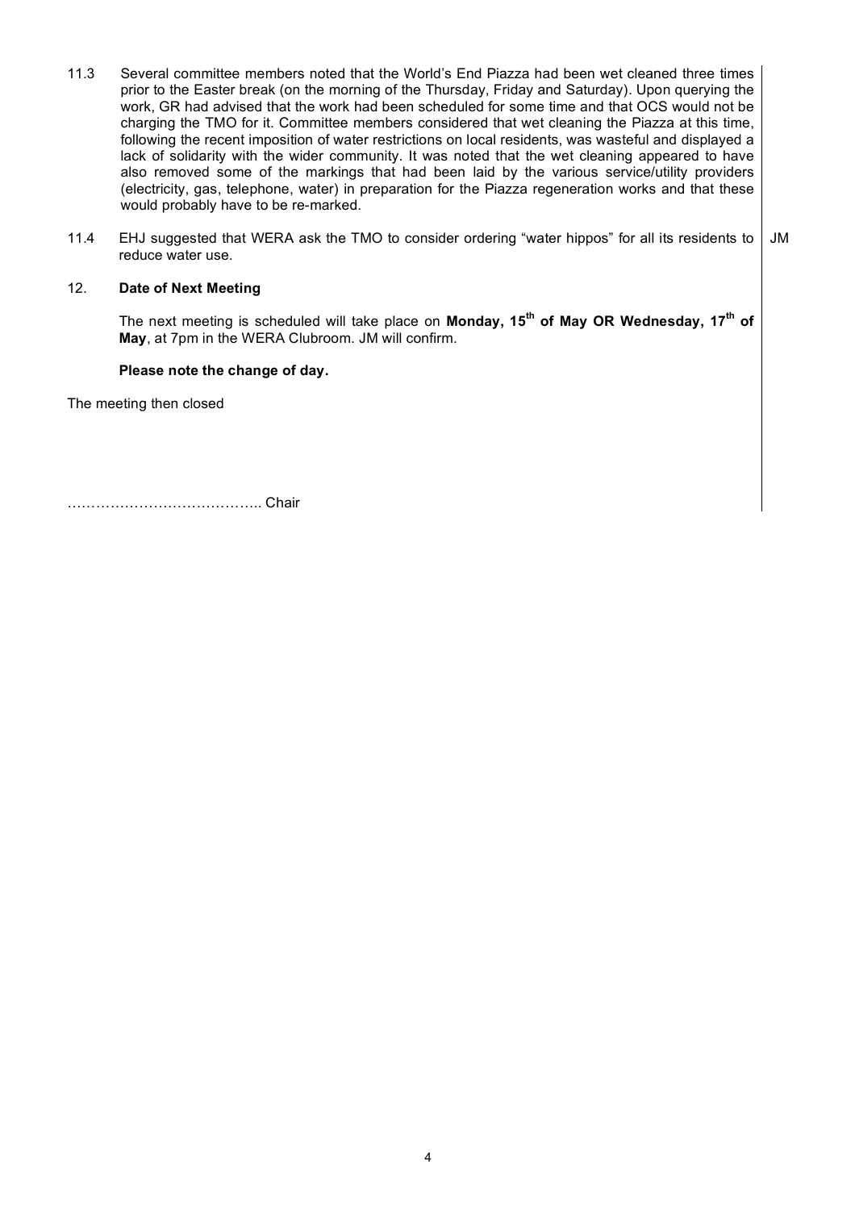11.3 Several committee members noted that the World's End Piazza had been wet cleaned three times prior to the Easter break (on the morning of the Thursday, Friday and Saturday). Upon querying the work, GR had advised that the work had been scheduled for some time and that OCS would not be charging the TMO for it. Committee members considered that wet cleaning the Piazza at this time, following the recent imposition of water restrictions on local residents, was wasteful and displayed a lack of solidarity with the wider community. It was noted that the wet cleaning appeared to have also removed some of the markings that had been laid by the various service/utility providers (electricity, gas, telephone, water) in preparation for the Piazza regeneration works and that these would probably have to be re-marked.

11.4 EHJ suggested that WERA ask the TMO to consider ordering "water hippos" for all its residents to reduce water use. **JM**

## 12. Date of Next Meeting

The next meeting is scheduled will take place on **Monday, 15th of May OR Wednesday, 17th of May**, at 7pm in the WERA Clubroom. JM will confirm.

**Please note the change of day.**

The meeting then closed

………………………………….. Chair